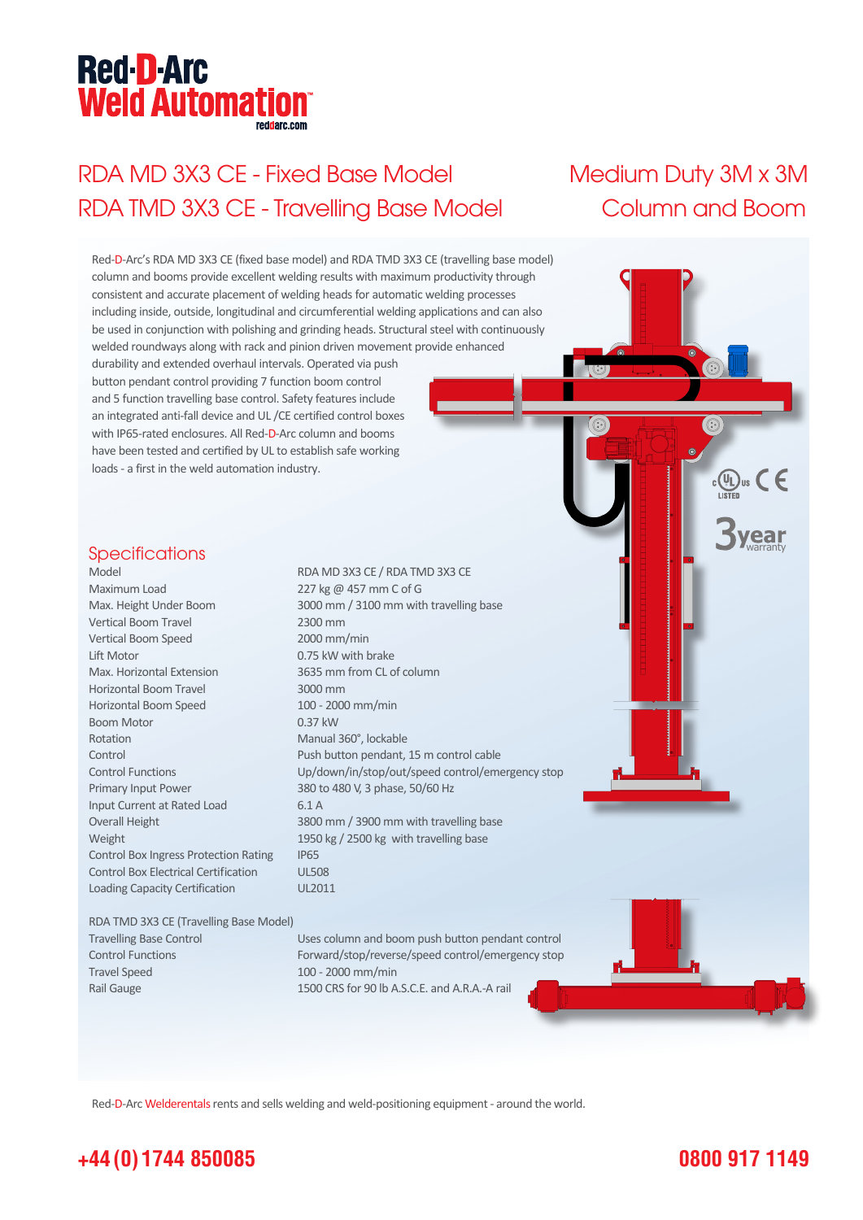# Red-D-Arc Weld Automation

reddarc.com

## RDA MD 3X3 CE - Fixed Base Model
## RDA TMD 3X3 CE - Travelling Base Model

## Medium Duty 3M x 3M Column and Boom

Red-D-Arc's RDA MD 3X3 CE (fixed base model) and RDA TMD 3X3 CE (travelling base model) column and booms provide excellent welding results with maximum productivity through consistent and accurate placement of welding heads for automatic welding processes including inside, outside, longitudinal and circumferential welding applications and can also be used in conjunction with polishing and grinding heads. Structural steel with continuously welded roundways along with rack and pinion driven movement provide enhanced durability and extended overhaul intervals. Operated via push button pendant control providing 7 function boom control and 5 function travelling base control. Safety features include an integrated anti-fall device and UL /CE certified control boxes with IP65-rated enclosures. All Red-D-Arc column and booms have been tested and certified by UL to establish safe working loads - a first in the weld automation industry.

c UL us LISTED CE

3 year warranty

### Specifications

| | |
|---|---|
| Model | RDA MD 3X3 CE / RDA TMD 3X3 CE |
| Maximum Load | 227 kg @ 457 mm C of G |
| Max. Height Under Boom | 3000 mm / 3100 mm with travelling base |
| Vertical Boom Travel | 2300 mm |
| Vertical Boom Speed | 2000 mm/min |
| Lift Motor | 0.75 kW with brake |
| Max. Horizontal Extension | 3635 mm from CL of column |
| Horizontal Boom Travel | 3000 mm |
| Horizontal Boom Speed | 100 - 2000 mm/min |
| Boom Motor | 0.37 kW |
| Rotation | Manual 360°, lockable |
| Control | Push button pendant, 15 m control cable |
| Control Functions | Up/down/in/stop/out/speed control/emergency stop |
| Primary Input Power | 380 to 480 V, 3 phase, 50/60 Hz |
| Input Current at Rated Load | 6.1 A |
| Overall Height | 3800 mm / 3900 mm with travelling base |
| Weight | 1950 kg / 2500 kg with travelling base |
| Control Box Ingress Protection Rating | IP65 |
| Control Box Electrical Certification | UL508 |
| Loading Capacity Certification | UL2011 |

RDA TMD 3X3 CE (Travelling Base Model)

| | |
|---|---|
| Travelling Base Control | Uses column and boom push button pendant control |
| Control Functions | Forward/stop/reverse/speed control/emergency stop |
| Travel Speed | 100 - 2000 mm/min |
| Rail Gauge | 1500 CRS for 90 lb A.S.C.E. and A.R.A.-A rail |

Red-D-Arc Welderentals rents and sells welding and weld-positioning equipment - around the world.

**+44 (0) 1744 850085** **0800 917 1149**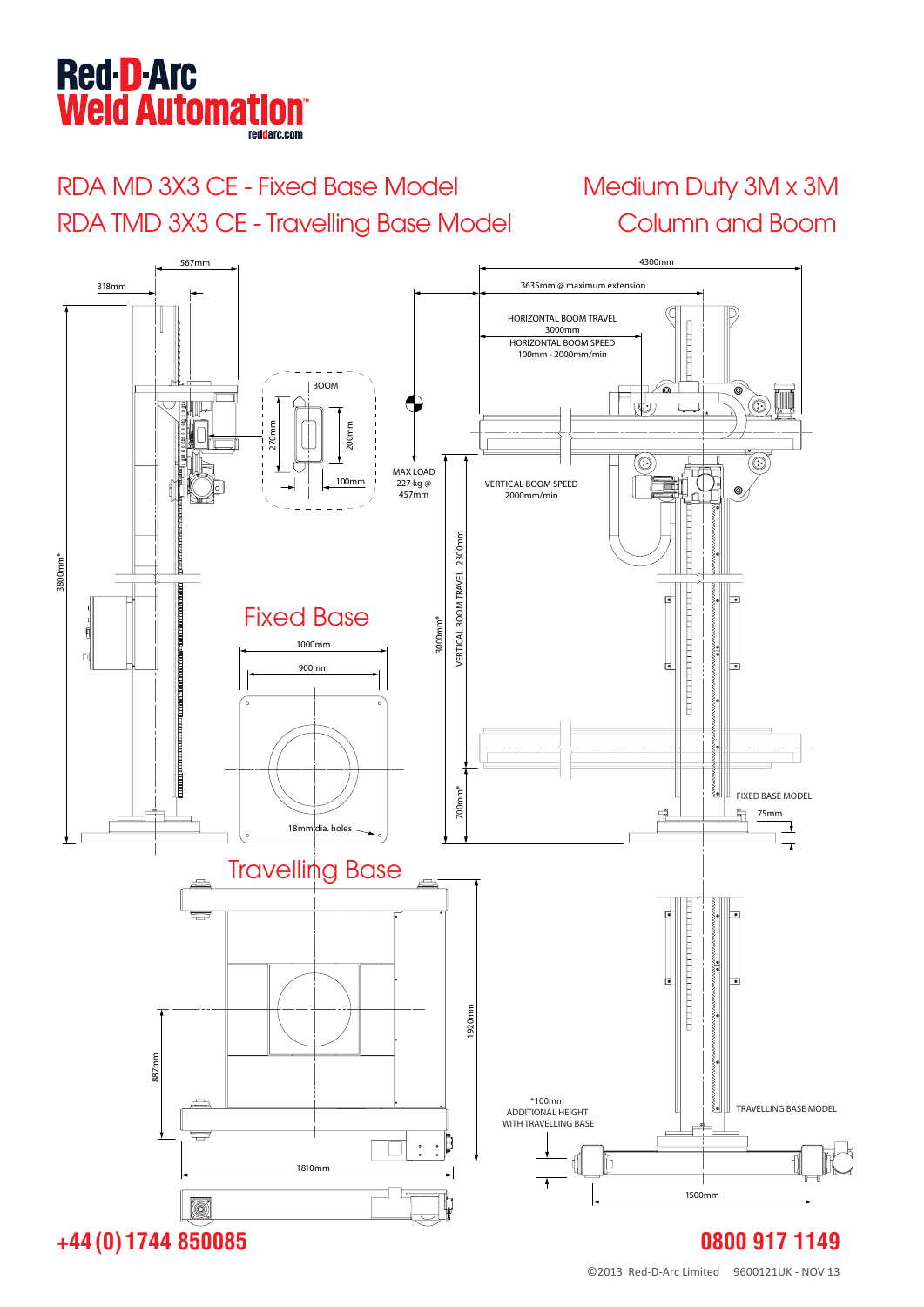# Red-D-Arc Weld Automation

reddarc.com

## RDA MD 3X3 CE - Fixed Base Model
## RDA TMD 3X3 CE - Travelling Base Model

## Medium Duty 3M x 3M Column and Boom

567mm

318mm

3800mm*

4300mm

3635mm @ maximum extension

HORIZONTAL BOOM TRAVEL
3000mm

HORIZONTAL BOOM SPEED
100mm - 2000mm/min

BOOM

270mm

200mm

100mm

MAX LOAD
227 kg @
457mm

VERTICAL BOOM SPEED
2000mm/min

3000mm*

VERTICAL BOOM TRAVEL 2300mm

700mm*

Fixed Base

1000mm

900mm

18mm dia. holes

FIXED BASE MODEL

75mm

Travelling Base

1920mm

887mm

1810mm

*100mm
ADDITIONAL HEIGHT
WITH TRAVELLING BASE

TRAVELLING BASE MODEL

1500mm

**+44 (0) 1744 850085**

**0800 917 1149**

©2013 Red-D-Arc Limited 9600121UK - NOV 13